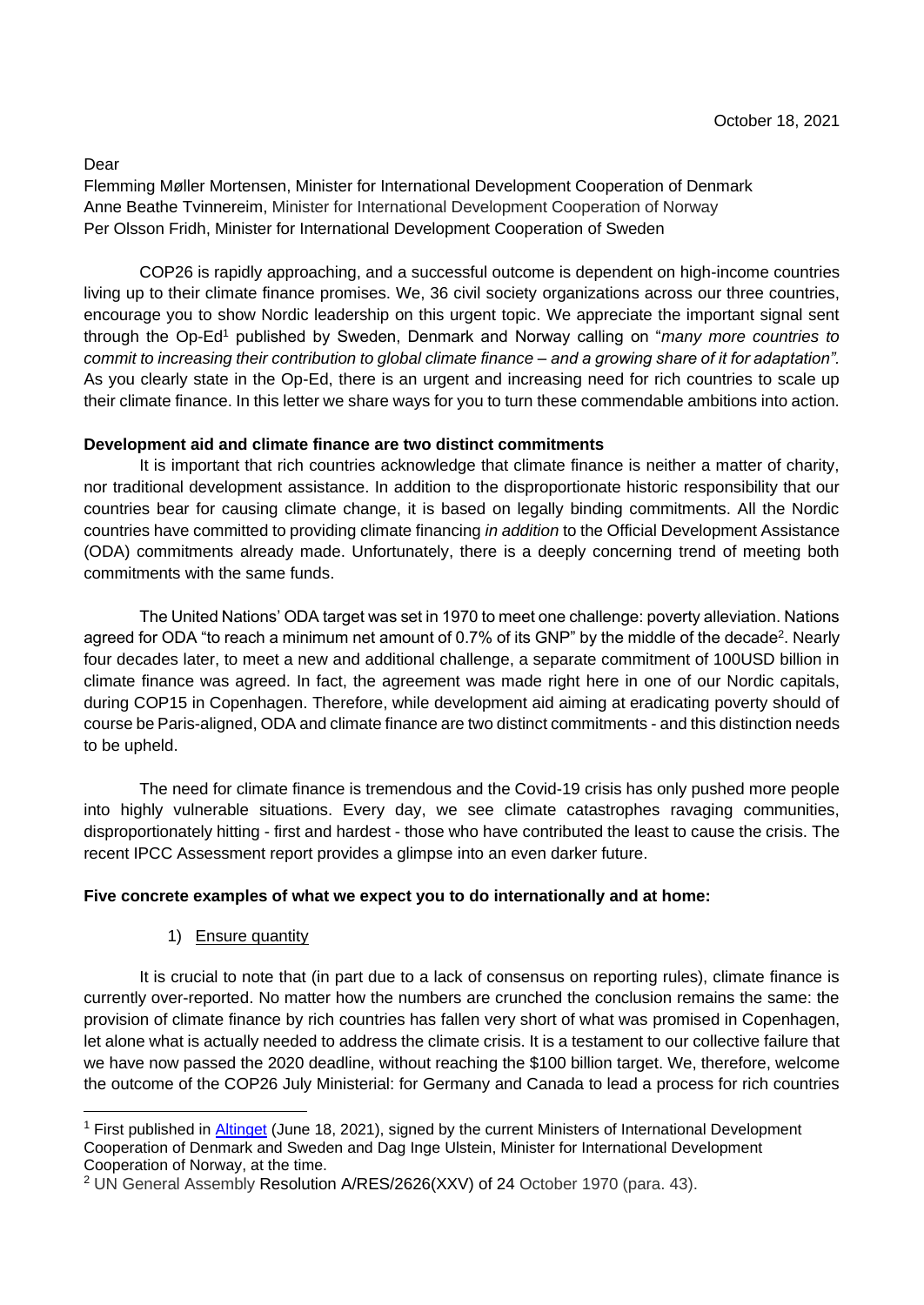October 18, 2021

Dear

Flemming Møller Mortensen, Minister for International Development Cooperation of Denmark
Anne Beathe Tvinnereim, Minister for International Development Cooperation of Norway
Per Olsson Fridh, Minister for International Development Cooperation of Sweden

COP26 is rapidly approaching, and a successful outcome is dependent on high-income countries living up to their climate finance promises. We, 36 civil society organizations across our three countries, encourage you to show Nordic leadership on this urgent topic. We appreciate the important signal sent through the Op-Ed[1] published by Sweden, Denmark and Norway calling on "*many more countries to commit to increasing their contribution to global climate finance – and a growing share of it for adaptation".* As you clearly state in the Op-Ed, there is an urgent and increasing need for rich countries to scale up their climate finance. In this letter we share ways for you to turn these commendable ambitions into action.

**Development aid and climate finance are two distinct commitments**

It is important that rich countries acknowledge that climate finance is neither a matter of charity, nor traditional development assistance. In addition to the disproportionate historic responsibility that our countries bear for causing climate change, it is based on legally binding commitments. All the Nordic countries have committed to providing climate financing *in addition* to the Official Development Assistance (ODA) commitments already made. Unfortunately, there is a deeply concerning trend of meeting both commitments with the same funds.

The United Nations' ODA target was set in 1970 to meet one challenge: poverty alleviation. Nations agreed for ODA "to reach a minimum net amount of 0.7% of its GNP" by the middle of the decade[2]. Nearly four decades later, to meet a new and additional challenge, a separate commitment of 100USD billion in climate finance was agreed. In fact, the agreement was made right here in one of our Nordic capitals, during COP15 in Copenhagen. Therefore, while development aid aiming at eradicating poverty should of course be Paris-aligned, ODA and climate finance are two distinct commitments - and this distinction needs to be upheld.

The need for climate finance is tremendous and the Covid-19 crisis has only pushed more people into highly vulnerable situations. Every day, we see climate catastrophes ravaging communities, disproportionately hitting - first and hardest - those who have contributed the least to cause the crisis. The recent IPCC Assessment report provides a glimpse into an even darker future.

**Five concrete examples of what we expect you to do internationally and at home:**

1) Ensure quantity

It is crucial to note that (in part due to a lack of consensus on reporting rules), climate finance is currently over-reported. No matter how the numbers are crunched the conclusion remains the same: the provision of climate finance by rich countries has fallen very short of what was promised in Copenhagen, let alone what is actually needed to address the climate crisis. It is a testament to our collective failure that we have now passed the 2020 deadline, without reaching the $100 billion target. We, therefore, welcome the outcome of the COP26 July Ministerial: for Germany and Canada to lead a process for rich countries

---

[1] First published in [Altinget](Altinget) (June 18, 2021), signed by the current Ministers of International Development Cooperation of Denmark and Sweden and Dag Inge Ulstein, Minister for International Development Cooperation of Norway, at the time.

[2] UN General Assembly Resolution A/RES/2626(XXV) of 24 October 1970 (para. 43).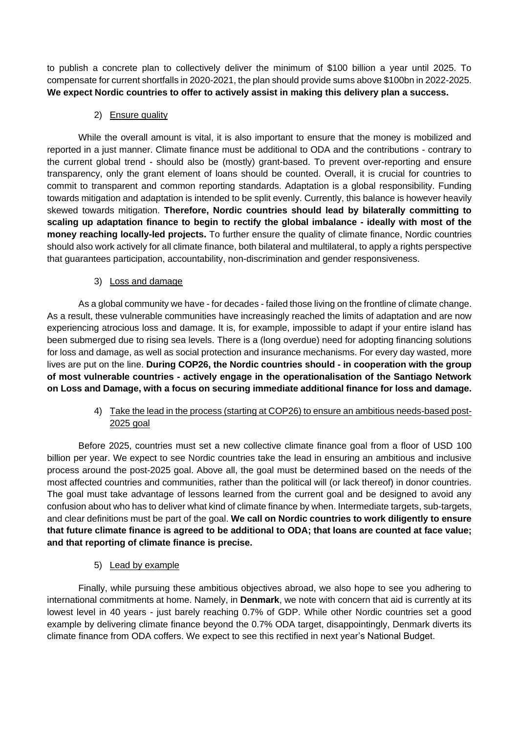to publish a concrete plan to collectively deliver the minimum of $100 billion a year until 2025. To compensate for current shortfalls in 2020-2021, the plan should provide sums above $100bn in 2022-2025. **We expect Nordic countries to offer to actively assist in making this delivery plan a success.**

2) <u>Ensure quality</u>

While the overall amount is vital, it is also important to ensure that the money is mobilized and reported in a just manner. Climate finance must be additional to ODA and the contributions - contrary to the current global trend - should also be (mostly) grant-based. To prevent over-reporting and ensure transparency, only the grant element of loans should be counted. Overall, it is crucial for countries to commit to transparent and common reporting standards. Adaptation is a global responsibility. Funding towards mitigation and adaptation is intended to be split evenly. Currently, this balance is however heavily skewed towards mitigation. **Therefore, Nordic countries should lead by bilaterally committing to scaling up adaptation finance to begin to rectify the global imbalance - ideally with most of the money reaching locally-led projects.** To further ensure the quality of climate finance, Nordic countries should also work actively for all climate finance, both bilateral and multilateral, to apply a rights perspective that guarantees participation, accountability, non-discrimination and gender responsiveness.

3) <u>Loss and damage</u>

As a global community we have - for decades - failed those living on the frontline of climate change. As a result, these vulnerable communities have increasingly reached the limits of adaptation and are now experiencing atrocious loss and damage. It is, for example, impossible to adapt if your entire island has been submerged due to rising sea levels. There is a (long overdue) need for adopting financing solutions for loss and damage, as well as social protection and insurance mechanisms. For every day wasted, more lives are put on the line. **During COP26, the Nordic countries should - in cooperation with the group of most vulnerable countries - actively engage in the operationalisation of the Santiago Network on Loss and Damage, with a focus on securing immediate additional finance for loss and damage.**

4) <u>Take the lead in the process (starting at COP26) to ensure an ambitious needs-based post-2025 goal</u>

Before 2025, countries must set a new collective climate finance goal from a floor of USD 100 billion per year. We expect to see Nordic countries take the lead in ensuring an ambitious and inclusive process around the post-2025 goal. Above all, the goal must be determined based on the needs of the most affected countries and communities, rather than the political will (or lack thereof) in donor countries. The goal must take advantage of lessons learned from the current goal and be designed to avoid any confusion about who has to deliver what kind of climate finance by when. Intermediate targets, sub-targets, and clear definitions must be part of the goal. **We call on Nordic countries to work diligently to ensure that future climate finance is agreed to be additional to ODA; that loans are counted at face value; and that reporting of climate finance is precise.**

5) <u>Lead by example</u>

Finally, while pursuing these ambitious objectives abroad, we also hope to see you adhering to international commitments at home. Namely, in **Denmark**, we note with concern that aid is currently at its lowest level in 40 years - just barely reaching 0.7% of GDP. While other Nordic countries set a good example by delivering climate finance beyond the 0.7% ODA target, disappointingly, Denmark diverts its climate finance from ODA coffers. We expect to see this rectified in next year's National Budget.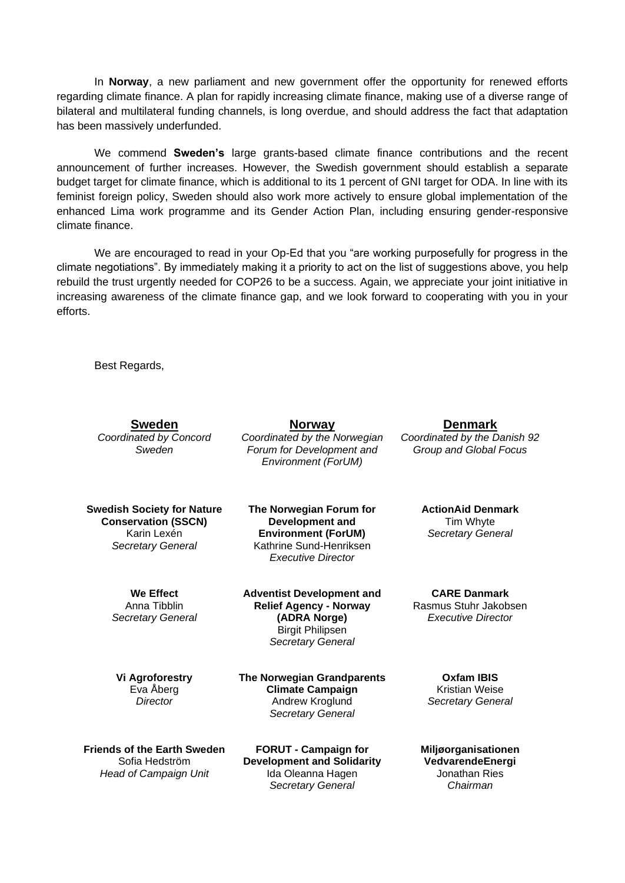In **Norway**, a new parliament and new government offer the opportunity for renewed efforts regarding climate finance. A plan for rapidly increasing climate finance, making use of a diverse range of bilateral and multilateral funding channels, is long overdue, and should address the fact that adaptation has been massively underfunded.

We commend **Sweden's** large grants-based climate finance contributions and the recent announcement of further increases. However, the Swedish government should establish a separate budget target for climate finance, which is additional to its 1 percent of GNI target for ODA. In line with its feminist foreign policy, Sweden should also work more actively to ensure global implementation of the enhanced Lima work programme and its Gender Action Plan, including ensuring gender-responsive climate finance.

We are encouraged to read in your Op-Ed that you "are working purposefully for progress in the climate negotiations". By immediately making it a priority to act on the list of suggestions above, you help rebuild the trust urgently needed for COP26 to be a success. Again, we appreciate your joint initiative in increasing awareness of the climate finance gap, and we look forward to cooperating with you in your efforts.

Best Regards,

| **Sweden** | **Norway** | **Denmark** |
|---|---|---|
| *Coordinated by Concord Sweden* | *Coordinated by the Norwegian Forum for Development and Environment (ForUM)* | *Coordinated by the Danish 92 Group and Global Focus* |
| **Swedish Society for Nature Conservation (SSCN)** Karin Lexén *Secretary General* | **The Norwegian Forum for Development and Environment (ForUM)** Kathrine Sund-Henriksen *Executive Director* | **ActionAid Denmark** Tim Whyte *Secretary General* |
| **We Effect** Anna Tibblin *Secretary General* | **Adventist Development and Relief Agency - Norway (ADRA Norge)** Birgit Philipsen *Secretary General* | **CARE Danmark** Rasmus Stuhr Jakobsen *Executive Director* |
| **Vi Agroforestry** Eva Åberg *Director* | **The Norwegian Grandparents Climate Campaign** Andrew Kroglund *Secretary General* | **Oxfam IBIS** Kristian Weise *Secretary General* |
| **Friends of the Earth Sweden** Sofia Hedström *Head of Campaign Unit* | **FORUT - Campaign for Development and Solidarity** Ida Oleanna Hagen *Secretary General* | **Miljøorganisationen VedvarendeEnergi** Jonathan Ries *Chairman* |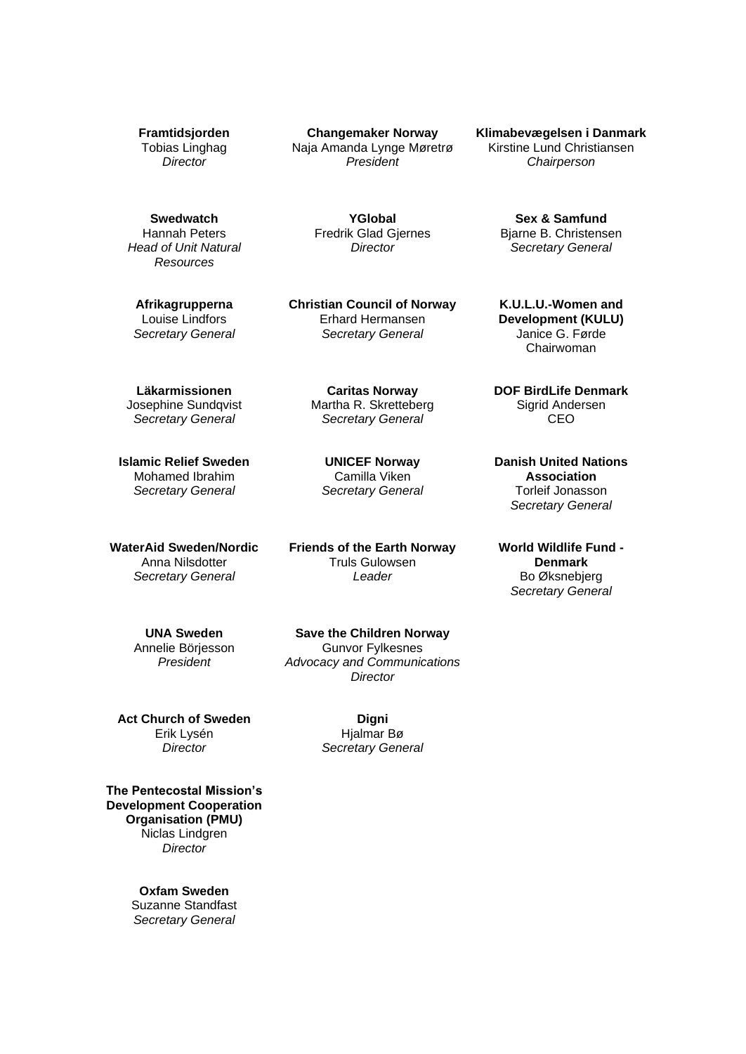**Framtidsjorden**
Tobias Linghag
*Director*

**Changemaker Norway**
Naja Amanda Lynge Møretrø
*President*

**Klimabevægelsen i Danmark**
Kirstine Lund Christiansen
*Chairperson*

**Swedwatch**
Hannah Peters
*Head of Unit Natural Resources*

**YGlobal**
Fredrik Glad Gjernes
*Director*

**Sex & Samfund**
Bjarne B. Christensen
*Secretary General*

**Afrikagrupperna**
Louise Lindfors
*Secretary General*

**Christian Council of Norway**
Erhard Hermansen
*Secretary General*

**K.U.L.U.-Women and Development (KULU)**
Janice G. Førde
Chairwoman

**Läkarmissionen**
Josephine Sundqvist
*Secretary General*

**Caritas Norway**
Martha R. Skretteberg
*Secretary General*

**DOF BirdLife Denmark**
Sigrid Andersen
CEO

**Islamic Relief Sweden**
Mohamed Ibrahim
*Secretary General*

**UNICEF Norway**
Camilla Viken
*Secretary General*

**Danish United Nations Association**
Torleif Jonasson
*Secretary General*

**WaterAid Sweden/Nordic**
Anna Nilsdotter
*Secretary General*

**Friends of the Earth Norway**
Truls Gulowsen
*Leader*

**World Wildlife Fund - Denmark**
Bo Øksnebjerg
*Secretary General*

**UNA Sweden**
Annelie Börjesson
*President*

**Save the Children Norway**
Gunvor Fylkesnes
*Advocacy and Communications Director*

**Act Church of Sweden**
Erik Lysén
*Director*

**Digni**
Hjalmar Bø
*Secretary General*

**The Pentecostal Mission's Development Cooperation Organisation (PMU)**
Niclas Lindgren
*Director*

**Oxfam Sweden**
Suzanne Standfast
*Secretary General*